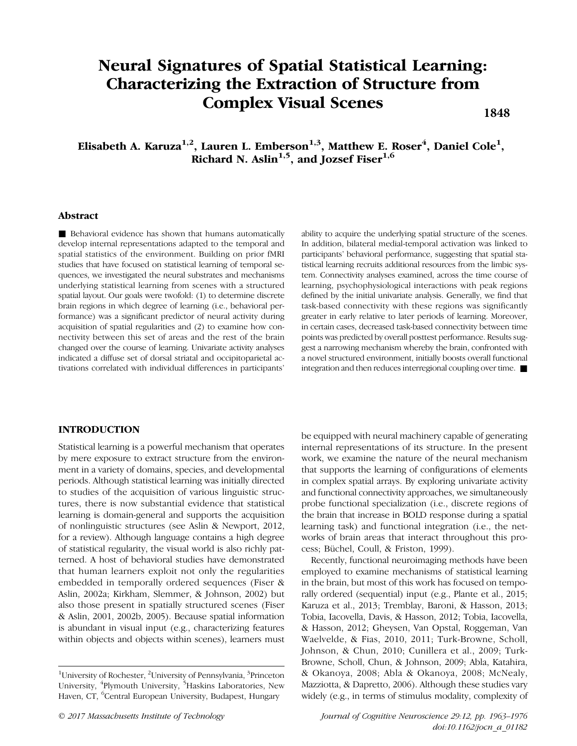# Neural Signatures of Spatial Statistical Learning: Characterizing the Extraction of Structure from Complex Visual Scenes

1848

**Elisabeth A. Karuza[1,2], Lauren L. Emberson[1,3], Matthew E. Roser[4], Daniel Cole[1], Richard N. Aslin[1,5], and Jozsef Fiser[1,6]**

## Abstract

■ Behavioral evidence has shown that humans automatically develop internal representations adapted to the temporal and spatial statistics of the environment. Building on prior fMRI studies that have focused on statistical learning of temporal sequences, we investigated the neural substrates and mechanisms underlying statistical learning from scenes with a structured spatial layout. Our goals were twofold: (1) to determine discrete brain regions in which degree of learning (i.e., behavioral performance) was a significant predictor of neural activity during acquisition of spatial regularities and (2) to examine how connectivity between this set of areas and the rest of the brain changed over the course of learning. Univariate activity analyses indicated a diffuse set of dorsal striatal and occipitoparietal activations correlated with individual differences in participants' ability to acquire the underlying spatial structure of the scenes. In addition, bilateral medial-temporal activation was linked to participants' behavioral performance, suggesting that spatial statistical learning recruits additional resources from the limbic system. Connectivity analyses examined, across the time course of learning, psychophysiological interactions with peak regions defined by the initial univariate analysis. Generally, we find that task-based connectivity with these regions was significantly greater in early relative to later periods of learning. Moreover, in certain cases, decreased task-based connectivity between time points was predicted by overall posttest performance. Results suggest a narrowing mechanism whereby the brain, confronted with a novel structured environment, initially boosts overall functional integration and then reduces interregional coupling over time. ■

## INTRODUCTION

Statistical learning is a powerful mechanism that operates by mere exposure to extract structure from the environment in a variety of domains, species, and developmental periods. Although statistical learning was initially directed to studies of the acquisition of various linguistic structures, there is now substantial evidence that statistical learning is domain-general and supports the acquisition of nonlinguistic structures (see Aslin & Newport, 2012, for a review). Although language contains a high degree of statistical regularity, the visual world is also richly patterned. A host of behavioral studies have demonstrated that human learners exploit not only the regularities embedded in temporally ordered sequences (Fiser & Aslin, 2002a; Kirkham, Slemmer, & Johnson, 2002) but also those present in spatially structured scenes (Fiser & Aslin, 2001, 2002b, 2005). Because spatial information is abundant in visual input (e.g., characterizing features within objects and objects within scenes), learners must be equipped with neural machinery capable of generating internal representations of its structure. In the present work, we examine the nature of the neural mechanism that supports the learning of configurations of elements in complex spatial arrays. By exploring univariate activity and functional connectivity approaches, we simultaneously probe functional specialization (i.e., discrete regions of the brain that increase in BOLD response during a spatial learning task) and functional integration (i.e., the networks of brain areas that interact throughout this process; Büchel, Coull, & Friston, 1999).

Recently, functional neuroimaging methods have been employed to examine mechanisms of statistical learning in the brain, but most of this work has focused on temporally ordered (sequential) input (e.g., Plante et al., 2015; Karuza et al., 2013; Tremblay, Baroni, & Hasson, 2013; Tobia, Iacovella, Davis, & Hasson, 2012; Tobia, Iacovella, & Hasson, 2012; Gheysen, Van Opstal, Roggeman, Van Waelvelde, & Fias, 2010, 2011; Turk-Browne, Scholl, Johnson, & Chun, 2010; Cunillera et al., 2009; Turk-Browne, Scholl, Chun, & Johnson, 2009; Abla, Katahira, & Okanoya, 2008; Abla & Okanoya, 2008; McNealy, Mazziotta, & Dapretto, 2006). Although these studies vary widely (e.g., in terms of stimulus modality, complexity of

[1]University of Rochester, [2]University of Pennsylvania, [3]Princeton University, [4]Plymouth University, [5]Haskins Laboratories, New Haven, CT, [6]Central European University, Budapest, Hungary

© 2017 Massachusetts Institute of Technology

doi:10.1162/jocn_a_01182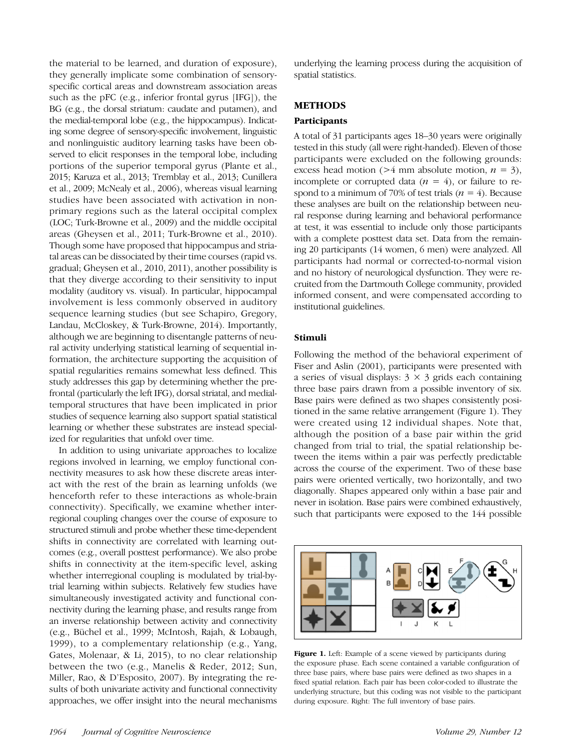the material to be learned, and duration of exposure), they generally implicate some combination of sensory-specific cortical areas and downstream association areas such as the pFC (e.g., inferior frontal gyrus [IFG]), the BG (e.g., the dorsal striatum: caudate and putamen), and the medial-temporal lobe (e.g., the hippocampus). Indicating some degree of sensory-specific involvement, linguistic and nonlinguistic auditory learning tasks have been observed to elicit responses in the temporal lobe, including portions of the superior temporal gyrus (Plante et al., 2015; Karuza et al., 2013; Tremblay et al., 2013; Cunillera et al., 2009; McNealy et al., 2006), whereas visual learning studies have been associated with activation in non-primary regions such as the lateral occipital complex (LOC; Turk-Browne et al., 2009) and the middle occipital areas (Gheysen et al., 2011; Turk-Browne et al., 2010). Though some have proposed that hippocampus and striatal areas can be dissociated by their time courses (rapid vs. gradual; Gheysen et al., 2010, 2011), another possibility is that they diverge according to their sensitivity to input modality (auditory vs. visual). In particular, hippocampal involvement is less commonly observed in auditory sequence learning studies (but see Schapiro, Gregory, Landau, McCloskey, & Turk-Browne, 2014). Importantly, although we are beginning to disentangle patterns of neural activity underlying statistical learning of sequential information, the architecture supporting the acquisition of spatial regularities remains somewhat less defined. This study addresses this gap by determining whether the prefrontal (particularly the left IFG), dorsal striatal, and medial-temporal structures that have been implicated in prior studies of sequence learning also support spatial statistical learning or whether these substrates are instead specialized for regularities that unfold over time.

In addition to using univariate approaches to localize regions involved in learning, we employ functional connectivity measures to ask how these discrete areas interact with the rest of the brain as learning unfolds (we henceforth refer to these interactions as whole-brain connectivity). Specifically, we examine whether interregional coupling changes over the course of exposure to structured stimuli and probe whether these time-dependent shifts in connectivity are correlated with learning outcomes (e.g., overall posttest performance). We also probe shifts in connectivity at the item-specific level, asking whether interregional coupling is modulated by trial-by-trial learning within subjects. Relatively few studies have simultaneously investigated activity and functional connectivity during the learning phase, and results range from an inverse relationship between activity and connectivity (e.g., Büchel et al., 1999; McIntosh, Rajah, & Lobaugh, 1999), to a complementary relationship (e.g., Yang, Gates, Molenaar, & Li, 2015), to no clear relationship between the two (e.g., Manelis & Reder, 2012; Sun, Miller, Rao, & D'Esposito, 2007). By integrating the results of both univariate activity and functional connectivity approaches, we offer insight into the neural mechanisms underlying the learning process during the acquisition of spatial statistics.

## METHODS

### Participants

A total of 31 participants ages 18–30 years were originally tested in this study (all were right-handed). Eleven of those participants were excluded on the following grounds: excess head motion (>4 mm absolute motion, $n = 3$), incomplete or corrupted data ($n = 4$), or failure to respond to a minimum of 70% of test trials ($n = 4$). Because these analyses are built on the relationship between neural response during learning and behavioral performance at test, it was essential to include only those participants with a complete posttest data set. Data from the remaining 20 participants (14 women, 6 men) were analyzed. All participants had normal or corrected-to-normal vision and no history of neurological dysfunction. They were recruited from the Dartmouth College community, provided informed consent, and were compensated according to institutional guidelines.

### Stimuli

Following the method of the behavioral experiment of Fiser and Aslin (2001), participants were presented with a series of visual displays: 3 × 3 grids each containing three base pairs drawn from a possible inventory of six. Base pairs were defined as two shapes consistently positioned in the same relative arrangement (Figure 1). They were created using 12 individual shapes. Note that, although the position of a base pair within the grid changed from trial to trial, the spatial relationship between the items within a pair was perfectly predictable across the course of the experiment. Two of these base pairs were oriented vertically, two horizontally, and two diagonally. Shapes appeared only within a base pair and never in isolation. Base pairs were combined exhaustively, such that participants were exposed to the 144 possible

**Figure 1.** Left: Example of a scene viewed by participants during the exposure phase. Each scene contained a variable configuration of three base pairs, where base pairs were defined as two shapes in a fixed spatial relation. Each pair has been color-coded to illustrate the underlying structure, but this coding was not visible to the participant during exposure. Right: The full inventory of base pairs.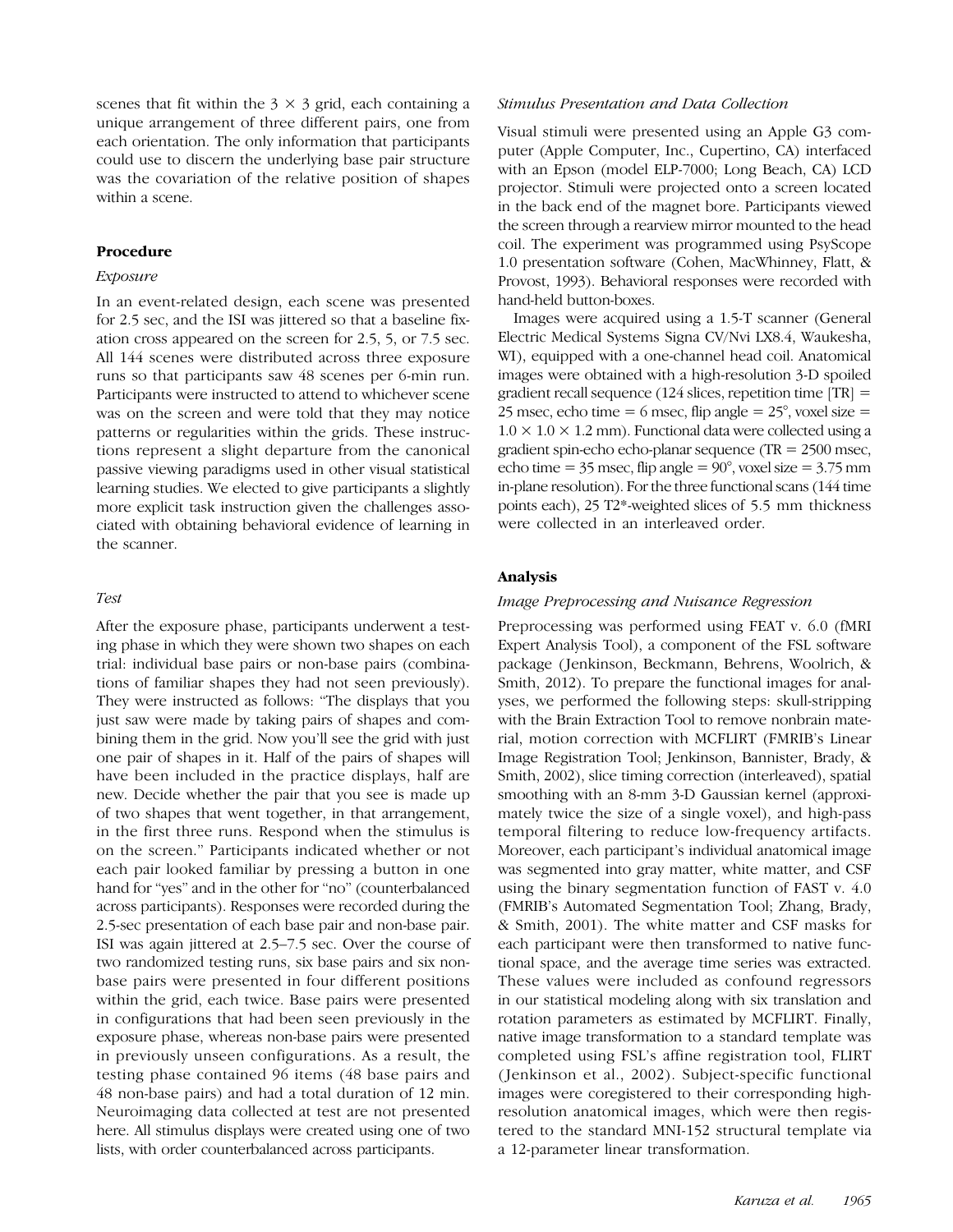scenes that fit within the $3 \times 3$ grid, each containing a unique arrangement of three different pairs, one from each orientation. The only information that participants could use to discern the underlying base pair structure was the covariation of the relative position of shapes within a scene.

## Procedure

### *Exposure*

In an event-related design, each scene was presented for 2.5 sec, and the ISI was jittered so that a baseline fixation cross appeared on the screen for 2.5, 5, or 7.5 sec. All 144 scenes were distributed across three exposure runs so that participants saw 48 scenes per 6-min run. Participants were instructed to attend to whichever scene was on the screen and were told that they may notice patterns or regularities within the grids. These instructions represent a slight departure from the canonical passive viewing paradigms used in other visual statistical learning studies. We elected to give participants a slightly more explicit task instruction given the challenges associated with obtaining behavioral evidence of learning in the scanner.

### *Test*

After the exposure phase, participants underwent a testing phase in which they were shown two shapes on each trial: individual base pairs or non-base pairs (combinations of familiar shapes they had not seen previously). They were instructed as follows: "The displays that you just saw were made by taking pairs of shapes and combining them in the grid. Now you'll see the grid with just one pair of shapes in it. Half of the pairs of shapes will have been included in the practice displays, half are new. Decide whether the pair that you see is made up of two shapes that went together, in that arrangement, in the first three runs. Respond when the stimulus is on the screen." Participants indicated whether or not each pair looked familiar by pressing a button in one hand for "yes" and in the other for "no" (counterbalanced across participants). Responses were recorded during the 2.5-sec presentation of each base pair and non-base pair. ISI was again jittered at 2.5–7.5 sec. Over the course of two randomized testing runs, six base pairs and six non-base pairs were presented in four different positions within the grid, each twice. Base pairs were presented in configurations that had been seen previously in the exposure phase, whereas non-base pairs were presented in previously unseen configurations. As a result, the testing phase contained 96 items (48 base pairs and 48 non-base pairs) and had a total duration of 12 min. Neuroimaging data collected at test are not presented here. All stimulus displays were created using one of two lists, with order counterbalanced across participants.

### *Stimulus Presentation and Data Collection*

Visual stimuli were presented using an Apple G3 computer (Apple Computer, Inc., Cupertino, CA) interfaced with an Epson (model ELP-7000; Long Beach, CA) LCD projector. Stimuli were projected onto a screen located in the back end of the magnet bore. Participants viewed the screen through a rearview mirror mounted to the head coil. The experiment was programmed using PsyScope 1.0 presentation software (Cohen, MacWhinney, Flatt, & Provost, 1993). Behavioral responses were recorded with hand-held button-boxes.

Images were acquired using a 1.5-T scanner (General Electric Medical Systems Signa CV/Nvi LX8.4, Waukesha, WI), equipped with a one-channel head coil. Anatomical images were obtained with a high-resolution 3-D spoiled gradient recall sequence (124 slices, repetition time [TR] = 25 msec, echo time = 6 msec, flip angle = 25°, voxel size = $1.0 \times 1.0 \times 1.2$ mm). Functional data were collected using a gradient spin-echo echo-planar sequence (TR = 2500 msec, echo time = 35 msec, flip angle = 90°, voxel size = 3.75 mm in-plane resolution). For the three functional scans (144 time points each), 25 T2*-weighted slices of 5.5 mm thickness were collected in an interleaved order.

## Analysis

### *Image Preprocessing and Nuisance Regression*

Preprocessing was performed using FEAT v. 6.0 (fMRI Expert Analysis Tool), a component of the FSL software package (Jenkinson, Beckmann, Behrens, Woolrich, & Smith, 2012). To prepare the functional images for analyses, we performed the following steps: skull-stripping with the Brain Extraction Tool to remove nonbrain material, motion correction with MCFLIRT (FMRIB's Linear Image Registration Tool; Jenkinson, Bannister, Brady, & Smith, 2002), slice timing correction (interleaved), spatial smoothing with an 8-mm 3-D Gaussian kernel (approximately twice the size of a single voxel), and high-pass temporal filtering to reduce low-frequency artifacts. Moreover, each participant's individual anatomical image was segmented into gray matter, white matter, and CSF using the binary segmentation function of FAST v. 4.0 (FMRIB's Automated Segmentation Tool; Zhang, Brady, & Smith, 2001). The white matter and CSF masks for each participant were then transformed to native functional space, and the average time series was extracted. These values were included as confound regressors in our statistical modeling along with six translation and rotation parameters as estimated by MCFLIRT. Finally, native image transformation to a standard template was completed using FSL's affine registration tool, FLIRT (Jenkinson et al., 2002). Subject-specific functional images were coregistered to their corresponding high-resolution anatomical images, which were then registered to the standard MNI-152 structural template via a 12-parameter linear transformation.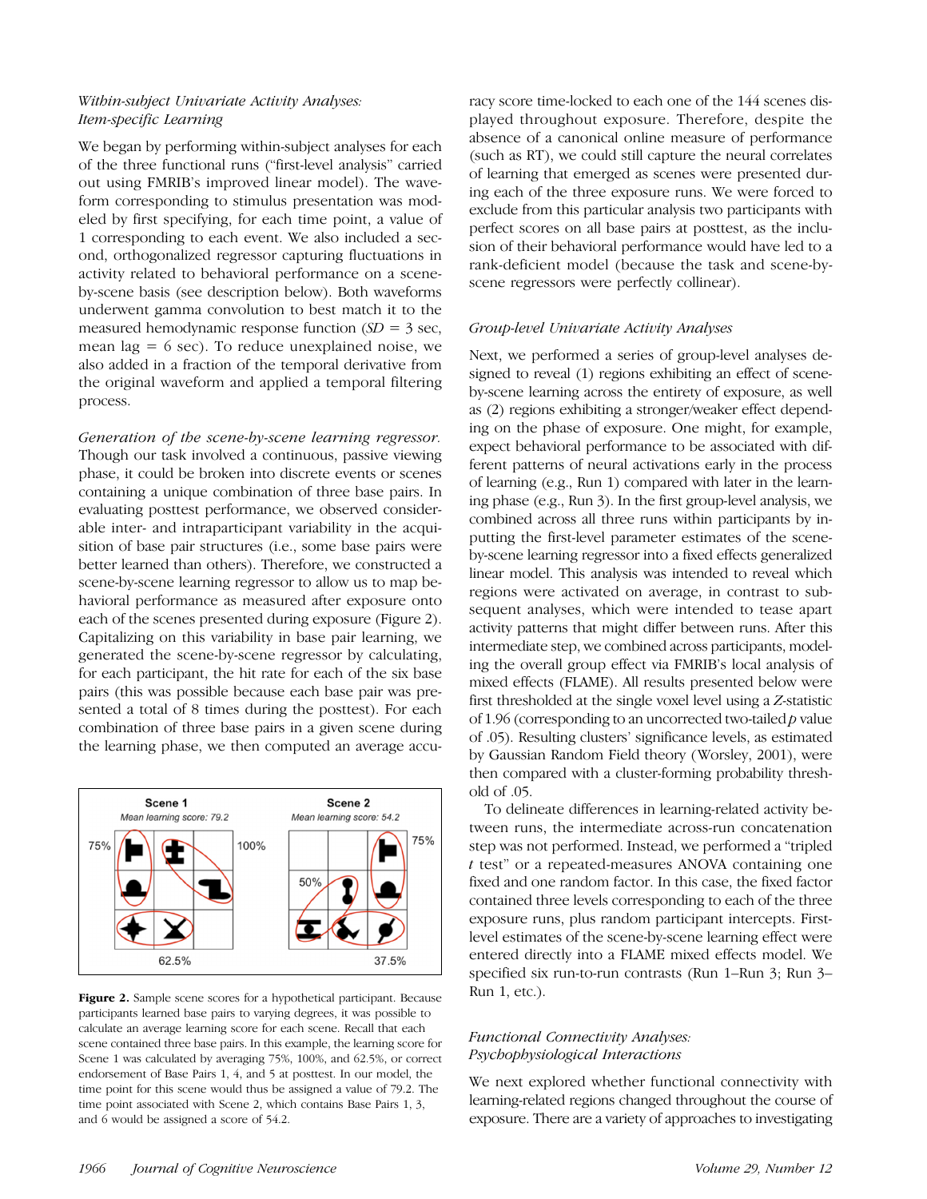*Within-subject Univariate Activity Analyses: Item-specific Learning*

We began by performing within-subject analyses for each of the three functional runs ("first-level analysis" carried out using FMRIB's improved linear model). The waveform corresponding to stimulus presentation was modeled by first specifying, for each time point, a value of 1 corresponding to each event. We also included a second, orthogonalized regressor capturing fluctuations in activity related to behavioral performance on a scene-by-scene basis (see description below). Both waveforms underwent gamma convolution to best match it to the measured hemodynamic response function ($SD$ = 3 sec, mean lag = 6 sec). To reduce unexplained noise, we also added in a fraction of the temporal derivative from the original waveform and applied a temporal filtering process.

*Generation of the scene-by-scene learning regressor.* Though our task involved a continuous, passive viewing phase, it could be broken into discrete events or scenes containing a unique combination of three base pairs. In evaluating posttest performance, we observed considerable inter- and intraparticipant variability in the acquisition of base pair structures (i.e., some base pairs were better learned than others). Therefore, we constructed a scene-by-scene learning regressor to allow us to map behavioral performance as measured after exposure onto each of the scenes presented during exposure (Figure 2). Capitalizing on this variability in base pair learning, we generated the scene-by-scene regressor by calculating, for each participant, the hit rate for each of the six base pairs (this was possible because each base pair was presented a total of 8 times during the posttest). For each combination of three base pairs in a given scene during the learning phase, we then computed an average accuracy score time-locked to each one of the 144 scenes displayed throughout exposure. Therefore, despite the absence of a canonical online measure of performance (such as RT), we could still capture the neural correlates of learning that emerged as scenes were presented during each of the three exposure runs. We were forced to exclude from this particular analysis two participants with perfect scores on all base pairs at posttest, as the inclusion of their behavioral performance would have led to a rank-deficient model (because the task and scene-by-scene regressors were perfectly collinear).

**Figure 2.** Sample scene scores for a hypothetical participant. Because participants learned base pairs to varying degrees, it was possible to calculate an average learning score for each scene. Recall that each scene contained three base pairs. In this example, the learning score for Scene 1 was calculated by averaging 75%, 100%, and 62.5%, or correct endorsement of Base Pairs 1, 4, and 5 at posttest. In our model, the time point for this scene would thus be assigned a value of 79.2. The time point associated with Scene 2, which contains Base Pairs 1, 3, and 6 would be assigned a score of 54.2.

*Group-level Univariate Activity Analyses*

Next, we performed a series of group-level analyses designed to reveal (1) regions exhibiting an effect of scene-by-scene learning across the entirety of exposure, as well as (2) regions exhibiting a stronger/weaker effect depending on the phase of exposure. One might, for example, expect behavioral performance to be associated with different patterns of neural activations early in the process of learning (e.g., Run 1) compared with later in the learning phase (e.g., Run 3). In the first group-level analysis, we combined across all three runs within participants by inputting the first-level parameter estimates of the scene-by-scene learning regressor into a fixed effects generalized linear model. This analysis was intended to reveal which regions were activated on average, in contrast to subsequent analyses, which were intended to tease apart activity patterns that might differ between runs. After this intermediate step, we combined across participants, modeling the overall group effect via FMRIB's local analysis of mixed effects (FLAME). All results presented below were first thresholded at the single voxel level using a $Z$-statistic of 1.96 (corresponding to an uncorrected two-tailed $p$ value of .05). Resulting clusters' significance levels, as estimated by Gaussian Random Field theory (Worsley, 2001), were then compared with a cluster-forming probability threshold of .05.

To delineate differences in learning-related activity between runs, the intermediate across-run concatenation step was not performed. Instead, we performed a "tripled $t$ test" or a repeated-measures ANOVA containing one fixed and one random factor. In this case, the fixed factor contained three levels corresponding to each of the three exposure runs, plus random participant intercepts. First-level estimates of the scene-by-scene learning effect were entered directly into a FLAME mixed effects model. We specified six run-to-run contrasts (Run 1–Run 3; Run 3–Run 1, etc.).

*Functional Connectivity Analyses: Psychophysiological Interactions*

We next explored whether functional connectivity with learning-related regions changed throughout the course of exposure. There are a variety of approaches to investigating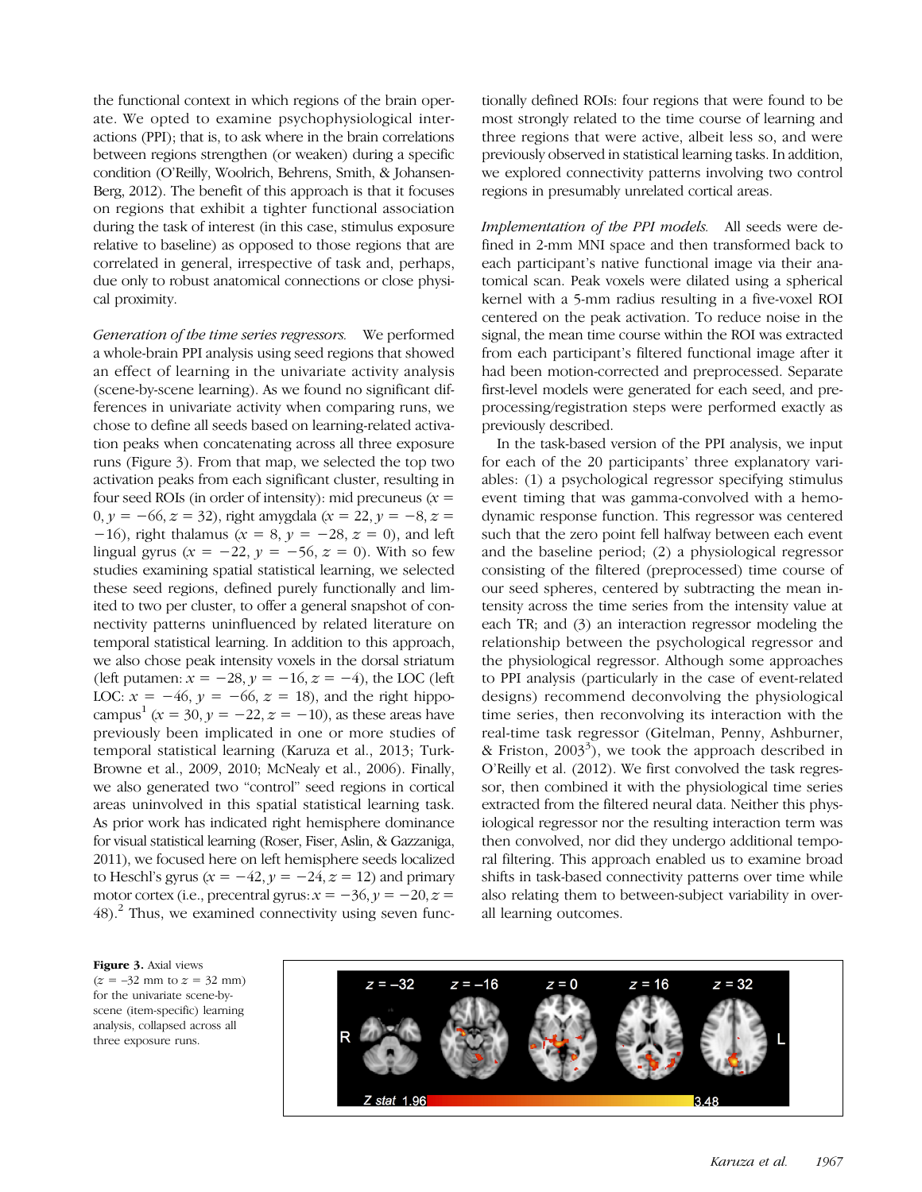the functional context in which regions of the brain operate. We opted to examine psychophysiological interactions (PPI); that is, to ask where in the brain correlations between regions strengthen (or weaken) during a specific condition (O'Reilly, Woolrich, Behrens, Smith, & Johansen-Berg, 2012). The benefit of this approach is that it focuses on regions that exhibit a tighter functional association during the task of interest (in this case, stimulus exposure relative to baseline) as opposed to those regions that are correlated in general, irrespective of task and, perhaps, due only to robust anatomical connections or close physical proximity.

*Generation of the time series regressors.* We performed a whole-brain PPI analysis using seed regions that showed an effect of learning in the univariate activity analysis (scene-by-scene learning). As we found no significant differences in univariate activity when comparing runs, we chose to define all seeds based on learning-related activation peaks when concatenating across all three exposure runs (Figure 3). From that map, we selected the top two activation peaks from each significant cluster, resulting in four seed ROIs (in order of intensity): mid precuneus ($x = 0, y = -66, z = 32$), right amygdala ($x = 22, y = -8, z = -16$), right thalamus ($x = 8, y = -28, z = 0$), and left lingual gyrus ($x = -22, y = -56, z = 0$). With so few studies examining spatial statistical learning, we selected these seed regions, defined purely functionally and limited to two per cluster, to offer a general snapshot of connectivity patterns uninfluenced by related literature on temporal statistical learning. In addition to this approach, we also chose peak intensity voxels in the dorsal striatum (left putamen: $x = -28, y = -16, z = -4$), the LOC (left LOC: $x = -46, y = -66, z = 18$), and the right hippocampus[1] ($x = 30, y = -22, z = -10$), as these areas have previously been implicated in one or more studies of temporal statistical learning (Karuza et al., 2013; Turk-Browne et al., 2009, 2010; McNealy et al., 2006). Finally, we also generated two "control" seed regions in cortical areas uninvolved in this spatial statistical learning task. As prior work has indicated right hemisphere dominance for visual statistical learning (Roser, Fiser, Aslin, & Gazzaniga, 2011), we focused here on left hemisphere seeds localized to Heschl's gyrus ($x = -42, y = -24, z = 12$) and primary motor cortex (i.e., precentral gyrus: $x = -36, y = -20, z = 48$).[2] Thus, we examined connectivity using seven functionally defined ROIs: four regions that were found to be most strongly related to the time course of learning and three regions that were active, albeit less so, and were previously observed in statistical learning tasks. In addition, we explored connectivity patterns involving two control regions in presumably unrelated cortical areas.

*Implementation of the PPI models.* All seeds were defined in 2-mm MNI space and then transformed back to each participant's native functional image via their anatomical scan. Peak voxels were dilated using a spherical kernel with a 5-mm radius resulting in a five-voxel ROI centered on the peak activation. To reduce noise in the signal, the mean time course within the ROI was extracted from each participant's filtered functional image after it had been motion-corrected and preprocessed. Separate first-level models were generated for each seed, and preprocessing/registration steps were performed exactly as previously described.

In the task-based version of the PPI analysis, we input for each of the 20 participants' three explanatory variables: (1) a psychological regressor specifying stimulus event timing that was gamma-convolved with a hemodynamic response function. This regressor was centered such that the zero point fell halfway between each event and the baseline period; (2) a physiological regressor consisting of the filtered (preprocessed) time course of our seed spheres, centered by subtracting the mean intensity across the time series from the intensity value at each TR; and (3) an interaction regressor modeling the relationship between the psychological regressor and the physiological regressor. Although some approaches to PPI analysis (particularly in the case of event-related designs) recommend deconvolving the physiological time series, then reconvolving its interaction with the real-time task regressor (Gitelman, Penny, Ashburner, & Friston, 2003[3]), we took the approach described in O'Reilly et al. (2012). We first convolved the task regressor, then combined it with the physiological time series extracted from the filtered neural data. Neither this physiological regressor nor the resulting interaction term was then convolved, nor did they undergo additional temporal filtering. This approach enabled us to examine broad shifts in task-based connectivity patterns over time while also relating them to between-subject variability in overall learning outcomes.

**Figure 3.** Axial views ($z = -32$ mm to $z = 32$ mm) for the univariate scene-by-scene (item-specific) learning analysis, collapsed across all three exposure runs.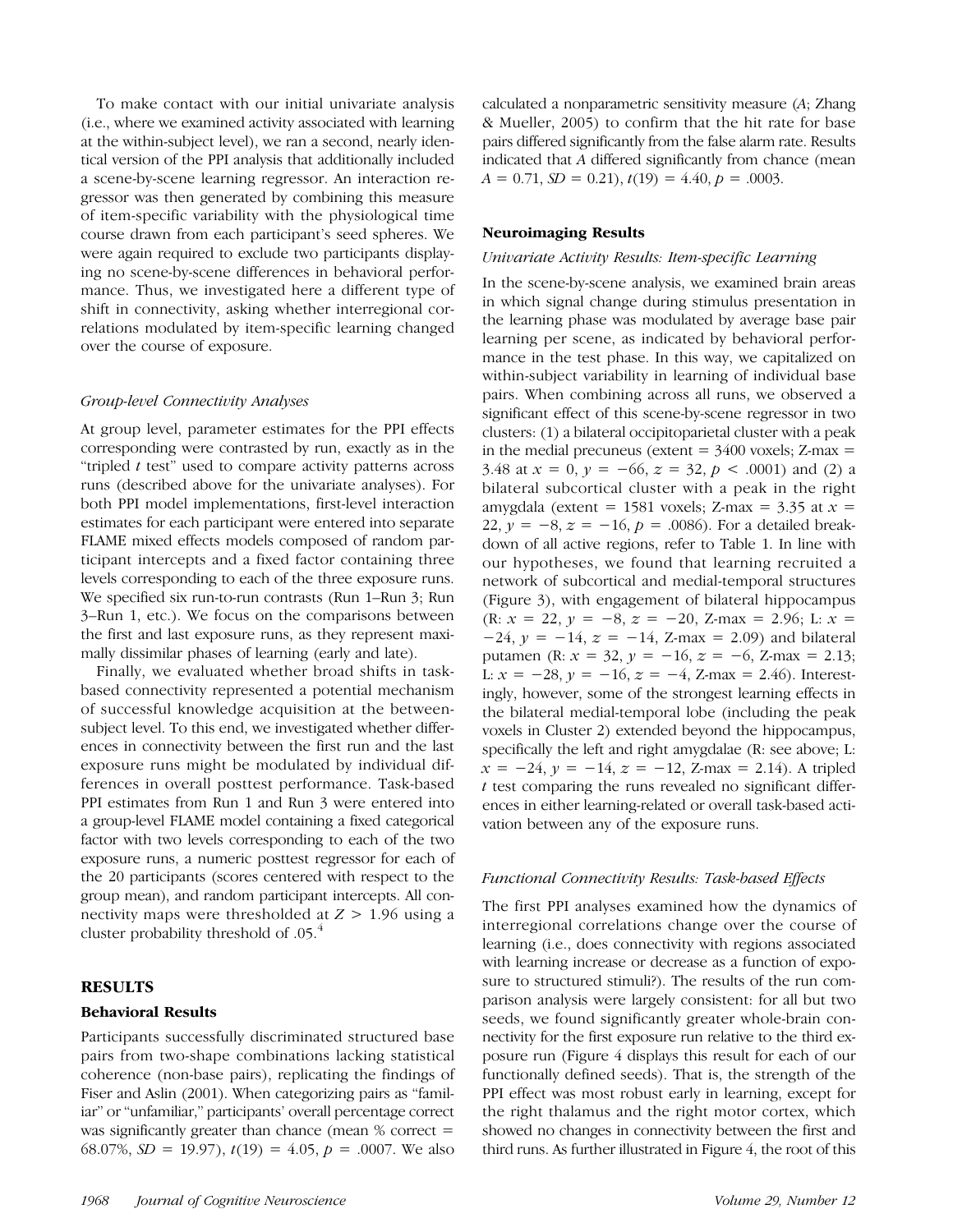To make contact with our initial univariate analysis (i.e., where we examined activity associated with learning at the within-subject level), we ran a second, nearly identical version of the PPI analysis that additionally included a scene-by-scene learning regressor. An interaction regressor was then generated by combining this measure of item-specific variability with the physiological time course drawn from each participant's seed spheres. We were again required to exclude two participants displaying no scene-by-scene differences in behavioral performance. Thus, we investigated here a different type of shift in connectivity, asking whether interregional correlations modulated by item-specific learning changed over the course of exposure.

*Group-level Connectivity Analyses*

At group level, parameter estimates for the PPI effects corresponding were contrasted by run, exactly as in the "tripled *t* test" used to compare activity patterns across runs (described above for the univariate analyses). For both PPI model implementations, first-level interaction estimates for each participant were entered into separate FLAME mixed effects models composed of random participant intercepts and a fixed factor containing three levels corresponding to each of the three exposure runs. We specified six run-to-run contrasts (Run 1–Run 3; Run 3–Run 1, etc.). We focus on the comparisons between the first and last exposure runs, as they represent maximally dissimilar phases of learning (early and late).

Finally, we evaluated whether broad shifts in task-based connectivity represented a potential mechanism of successful knowledge acquisition at the between-subject level. To this end, we investigated whether differences in connectivity between the first run and the last exposure runs might be modulated by individual differences in overall posttest performance. Task-based PPI estimates from Run 1 and Run 3 were entered into a group-level FLAME model containing a fixed categorical factor with two levels corresponding to each of the two exposure runs, a numeric posttest regressor for each of the 20 participants (scores centered with respect to the group mean), and random participant intercepts. All connectivity maps were thresholded at $Z > 1.96$ using a cluster probability threshold of .05.[4]

## RESULTS

### Behavioral Results

Participants successfully discriminated structured base pairs from two-shape combinations lacking statistical coherence (non-base pairs), replicating the findings of Fiser and Aslin (2001). When categorizing pairs as "familiar" or "unfamiliar," participants' overall percentage correct was significantly greater than chance (mean % correct = 68.07%, $SD$ = 19.97), $t(19) = 4.05$, $p = .0007$. We also calculated a nonparametric sensitivity measure ($A$; Zhang & Mueller, 2005) to confirm that the hit rate for base pairs differed significantly from the false alarm rate. Results indicated that $A$ differed significantly from chance (mean $A = 0.71$, $SD = 0.21$), $t(19) = 4.40$, $p = .0003$.

### Neuroimaging Results

*Univariate Activity Results: Item-specific Learning*

In the scene-by-scene analysis, we examined brain areas in which signal change during stimulus presentation in the learning phase was modulated by average base pair learning per scene, as indicated by behavioral performance in the test phase. In this way, we capitalized on within-subject variability in learning of individual base pairs. When combining across all runs, we observed a significant effect of this scene-by-scene regressor in two clusters: (1) a bilateral occipitoparietal cluster with a peak in the medial precuneus (extent = 3400 voxels; Z-max = 3.48 at $x = 0$, $y = -66$, $z = 32$, $p < .0001$) and (2) a bilateral subcortical cluster with a peak in the right amygdala (extent = 1581 voxels; Z-max = 3.35 at $x = 22$, $y = -8$, $z = -16$, $p = .0086$). For a detailed breakdown of all active regions, refer to Table 1. In line with our hypotheses, we found that learning recruited a network of subcortical and medial-temporal structures (Figure 3), with engagement of bilateral hippocampus (R: $x = 22$, $y = -8$, $z = -20$, Z-max = 2.96; L: $x = -24$, $y = -14$, $z = -14$, Z-max = 2.09) and bilateral putamen (R: $x = 32$, $y = -16$, $z = -6$, Z-max = 2.13; L: $x = -28$, $y = -16$, $z = -4$, Z-max = 2.46). Interestingly, however, some of the strongest learning effects in the bilateral medial-temporal lobe (including the peak voxels in Cluster 2) extended beyond the hippocampus, specifically the left and right amygdalae (R: see above; L: $x = -24$, $y = -14$, $z = -12$, Z-max = 2.14). A tripled $t$ test comparing the runs revealed no significant differences in either learning-related or overall task-based activation between any of the exposure runs.

*Functional Connectivity Results: Task-based Effects*

The first PPI analyses examined how the dynamics of interregional correlations change over the course of learning (i.e., does connectivity with regions associated with learning increase or decrease as a function of exposure to structured stimuli?). The results of the run comparison analysis were largely consistent: for all but two seeds, we found significantly greater whole-brain connectivity for the first exposure run relative to the third exposure run (Figure 4 displays this result for each of our functionally defined seeds). That is, the strength of the PPI effect was most robust early in learning, except for the right thalamus and the right motor cortex, which showed no changes in connectivity between the first and third runs. As further illustrated in Figure 4, the root of this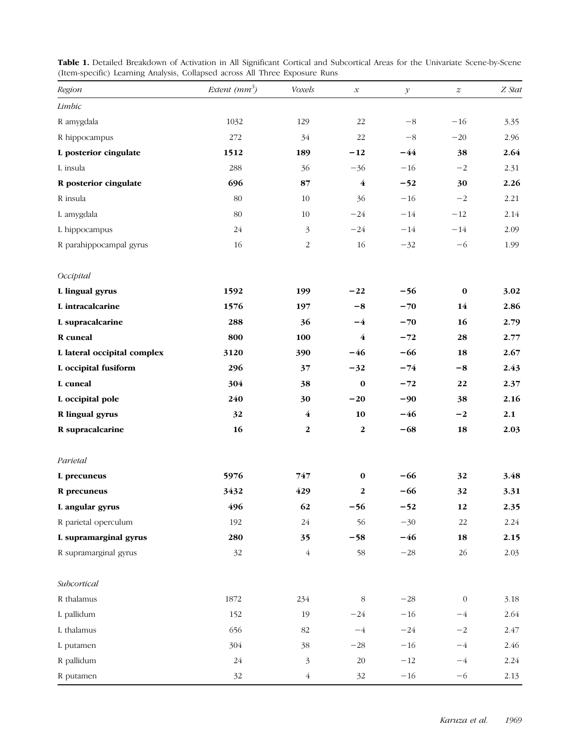**Table 1.** Detailed Breakdown of Activation in All Significant Cortical and Subcortical Areas for the Univariate Scene-by-Scene (Item-specific) Learning Analysis, Collapsed across All Three Exposure Runs

| *Region* | *Extent* ($mm^3$) | *Voxels* | $x$ | $y$ | $z$ | *Z Stat* |
|---|---|---|---|---|---|---|
| *Limbic* | | | | | | |
| R amygdala | 1032 | 129 | 22 | −8 | −16 | 3.35 |
| R hippocampus | 272 | 34 | 22 | −8 | −20 | 2.96 |
| **L posterior cingulate** | **1512** | **189** | **−12** | **−44** | **38** | **2.64** |
| L insula | 288 | 36 | −36 | −16 | −2 | 2.31 |
| **R posterior cingulate** | **696** | **87** | **4** | **−52** | **30** | **2.26** |
| R insula | 80 | 10 | 36 | −16 | −2 | 2.21 |
| L amygdala | 80 | 10 | −24 | −14 | −12 | 2.14 |
| L hippocampus | 24 | 3 | −24 | −14 | −14 | 2.09 |
| R parahippocampal gyrus | 16 | 2 | 16 | −32 | −6 | 1.99 |
| *Occipital* | | | | | | |
| **L lingual gyrus** | **1592** | **199** | **−22** | **−56** | **0** | **3.02** |
| **L intracalcarine** | **1576** | **197** | **−8** | **−70** | **14** | **2.86** |
| **L supracalcarine** | **288** | **36** | **−4** | **−70** | **16** | **2.79** |
| **R cuneal** | **800** | **100** | **4** | **−72** | **28** | **2.77** |
| **L lateral occipital complex** | **3120** | **390** | **−46** | **−66** | **18** | **2.67** |
| **L occipital fusiform** | **296** | **37** | **−32** | **−74** | **−8** | **2.43** |
| **L cuneal** | **304** | **38** | **0** | **−72** | **22** | **2.37** |
| **L occipital pole** | **240** | **30** | **−20** | **−90** | **38** | **2.16** |
| **R lingual gyrus** | **32** | **4** | **10** | **−46** | **−2** | **2.1** |
| **R supracalcarine** | **16** | **2** | **2** | **−68** | **18** | **2.03** |
| *Parietal* | | | | | | |
| **L precuneus** | **5976** | **747** | **0** | **−66** | **32** | **3.48** |
| **R precuneus** | **3432** | **429** | **2** | **−66** | **32** | **3.31** |
| **L angular gyrus** | **496** | **62** | **−56** | **−52** | **12** | **2.35** |
| R parietal operculum | 192 | 24 | 56 | −30 | 22 | 2.24 |
| **L supramarginal gyrus** | **280** | **35** | **−58** | **−46** | **18** | **2.15** |
| R supramarginal gyrus | 32 | 4 | 58 | −28 | 26 | 2.03 |
| *Subcortical* | | | | | | |
| R thalamus | 1872 | 234 | 8 | −28 | 0 | 3.18 |
| L pallidum | 152 | 19 | −24 | −16 | −4 | 2.64 |
| L thalamus | 656 | 82 | −4 | −24 | −2 | 2.47 |
| L putamen | 304 | 38 | −28 | −16 | −4 | 2.46 |
| R pallidum | 24 | 3 | 20 | −12 | −4 | 2.24 |
| R putamen | 32 | 4 | 32 | −16 | −6 | 2.13 |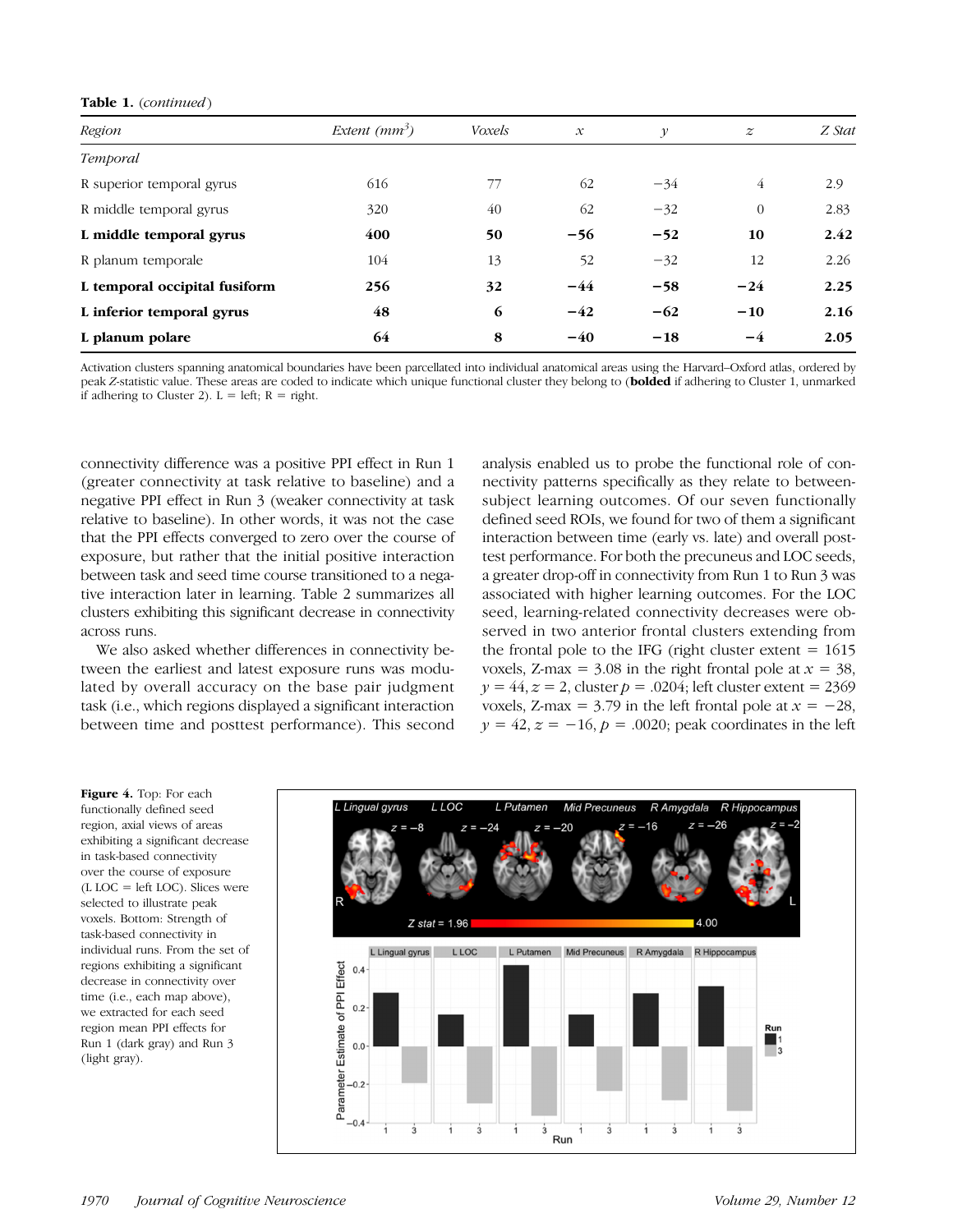**Table 1.** *(continued)*

| *Region* | *Extent (mm$^3$)* | *Voxels* | *x* | *y* | *z* | *Z Stat* |
|---|---|---|---|---|---|---|
| *Temporal* | | | | | | |
| R superior temporal gyrus | 616 | 77 | 62 | −34 | 4 | 2.9 |
| R middle temporal gyrus | 320 | 40 | 62 | −32 | 0 | 2.83 |
| **L middle temporal gyrus** | **400** | **50** | **−56** | **−52** | **10** | **2.42** |
| R planum temporale | 104 | 13 | 52 | −32 | 12 | 2.26 |
| **L temporal occipital fusiform** | **256** | **32** | **−44** | **−58** | **−24** | **2.25** |
| **L inferior temporal gyrus** | **48** | **6** | **−42** | **−62** | **−10** | **2.16** |
| **L planum polare** | **64** | **8** | **−40** | **−18** | **−4** | **2.05** |

Activation clusters spanning anatomical boundaries have been parcellated into individual anatomical areas using the Harvard–Oxford atlas, ordered by peak Z-statistic value. These areas are coded to indicate which unique functional cluster they belong to (**bolded** if adhering to Cluster 1, unmarked if adhering to Cluster 2). L = left; R = right.

connectivity difference was a positive PPI effect in Run 1 (greater connectivity at task relative to baseline) and a negative PPI effect in Run 3 (weaker connectivity at task relative to baseline). In other words, it was not the case that the PPI effects converged to zero over the course of exposure, but rather that the initial positive interaction between task and seed time course transitioned to a negative interaction later in learning. Table 2 summarizes all clusters exhibiting this significant decrease in connectivity across runs.

We also asked whether differences in connectivity between the earliest and latest exposure runs was modulated by overall accuracy on the base pair judgment task (i.e., which regions displayed a significant interaction between time and posttest performance). This second analysis enabled us to probe the functional role of connectivity patterns specifically as they relate to between-subject learning outcomes. Of our seven functionally defined seed ROIs, we found for two of them a significant interaction between time (early vs. late) and overall posttest performance. For both the precuneus and LOC seeds, a greater drop-off in connectivity from Run 1 to Run 3 was associated with higher learning outcomes. For the LOC seed, learning-related connectivity decreases were observed in two anterior frontal clusters extending from the frontal pole to the IFG (right cluster extent = 1615 voxels, Z-max = 3.08 in the right frontal pole at $x = 38$, $y = 44$, $z = 2$, cluster $p = .0204$; left cluster extent = 2369 voxels, Z-max = 3.79 in the left frontal pole at $x = -28$, $y = 42$, $z = -16$, $p = .0020$; peak coordinates in the left

**Figure 4.** Top: For each functionally defined seed region, axial views of areas exhibiting a significant decrease in task-based connectivity over the course of exposure (L LOC = left LOC). Slices were selected to illustrate peak voxels. Bottom: Strength of task-based connectivity in individual runs. From the set of regions exhibiting a significant decrease in connectivity over time (i.e., each map above), we extracted for each seed region mean PPI effects for Run 1 (dark gray) and Run 3 (light gray).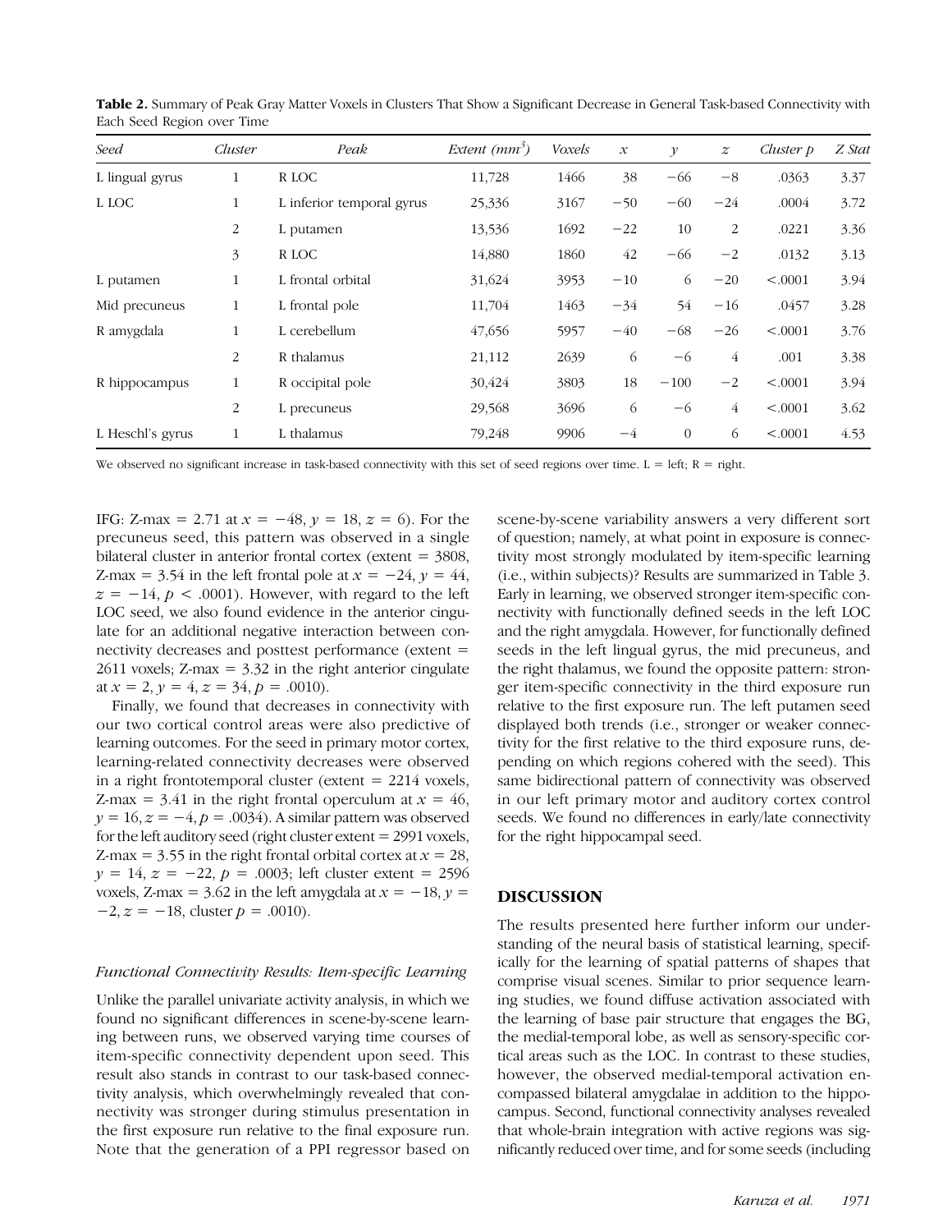**Table 2.** Summary of Peak Gray Matter Voxels in Clusters That Show a Significant Decrease in General Task-based Connectivity with Each Seed Region over Time

| Seed | Cluster | Peak | Extent ($mm^3$) | Voxels | $x$ | $y$ | $z$ | Cluster $p$ | Z Stat |
|---|---|---|---|---|---|---|---|---|---|
| L lingual gyrus | 1 | R LOC | 11,728 | 1466 | 38 | −66 | −8 | .0363 | 3.37 |
| L LOC | 1 | L inferior temporal gyrus | 25,336 | 3167 | −50 | −60 | −24 | .0004 | 3.72 |
| | 2 | L putamen | 13,536 | 1692 | −22 | 10 | 2 | .0221 | 3.36 |
| | 3 | R LOC | 14,880 | 1860 | 42 | −66 | −2 | .0132 | 3.13 |
| L putamen | 1 | L frontal orbital | 31,624 | 3953 | −10 | 6 | −20 | <.0001 | 3.94 |
| Mid precuneus | 1 | L frontal pole | 11,704 | 1463 | −34 | 54 | −16 | .0457 | 3.28 |
| R amygdala | 1 | L cerebellum | 47,656 | 5957 | −40 | −68 | −26 | <.0001 | 3.76 |
| | 2 | R thalamus | 21,112 | 2639 | 6 | −6 | 4 | .001 | 3.38 |
| R hippocampus | 1 | R occipital pole | 30,424 | 3803 | 18 | −100 | −2 | <.0001 | 3.94 |
| | 2 | L precuneus | 29,568 | 3696 | 6 | −6 | 4 | <.0001 | 3.62 |
| L Heschl's gyrus | 1 | L thalamus | 79,248 | 9906 | −4 | 0 | 6 | <.0001 | 4.53 |

We observed no significant increase in task-based connectivity with this set of seed regions over time. L = left; R = right.

IFG: Z-max = 2.71 at $x = -48$, $y = 18$, $z = 6$). For the precuneus seed, this pattern was observed in a single bilateral cluster in anterior frontal cortex (extent = 3808, Z-max = 3.54 in the left frontal pole at $x = -24$, $y = 44$, $z = -14$, $p < .0001$). However, with regard to the left LOC seed, we also found evidence in the anterior cingulate for an additional negative interaction between connectivity decreases and posttest performance (extent = 2611 voxels; Z-max = 3.32 in the right anterior cingulate at $x = 2$, $y = 4$, $z = 34$, $p = .0010$).

Finally, we found that decreases in connectivity with our two cortical control areas were also predictive of learning outcomes. For the seed in primary motor cortex, learning-related connectivity decreases were observed in a right frontotemporal cluster (extent = 2214 voxels, Z-max = 3.41 in the right frontal operculum at $x = 46$, $y = 16$, $z = -4$, $p = .0034$). A similar pattern was observed for the left auditory seed (right cluster extent = 2991 voxels, Z-max = 3.55 in the right frontal orbital cortex at $x = 28$, $y = 14$, $z = -22$, $p = .0003$; left cluster extent = 2596 voxels, Z-max = 3.62 in the left amygdala at $x = -18$, $y = -2$, $z = -18$, cluster $p = .0010$).

### *Functional Connectivity Results: Item-specific Learning*

Unlike the parallel univariate activity analysis, in which we found no significant differences in scene-by-scene learning between runs, we observed varying time courses of item-specific connectivity dependent upon seed. This result also stands in contrast to our task-based connectivity analysis, which overwhelmingly revealed that connectivity was stronger during stimulus presentation in the first exposure run relative to the final exposure run. Note that the generation of a PPI regressor based on scene-by-scene variability answers a very different sort of question; namely, at what point in exposure is connectivity most strongly modulated by item-specific learning (i.e., within subjects)? Results are summarized in Table 3. Early in learning, we observed stronger item-specific connectivity with functionally defined seeds in the left LOC and the right amygdala. However, for functionally defined seeds in the left lingual gyrus, the mid precuneus, and the right thalamus, we found the opposite pattern: stronger item-specific connectivity in the third exposure run relative to the first exposure run. The left putamen seed displayed both trends (i.e., stronger or weaker connectivity for the first relative to the third exposure runs, depending on which regions cohered with the seed). This same bidirectional pattern of connectivity was observed in our left primary motor and auditory cortex control seeds. We found no differences in early/late connectivity for the right hippocampal seed.

## DISCUSSION

The results presented here further inform our understanding of the neural basis of statistical learning, specifically for the learning of spatial patterns of shapes that comprise visual scenes. Similar to prior sequence learning studies, we found diffuse activation associated with the learning of base pair structure that engages the BG, the medial-temporal lobe, as well as sensory-specific cortical areas such as the LOC. In contrast to these studies, however, the observed medial-temporal activation encompassed bilateral amygdalae in addition to the hippocampus. Second, functional connectivity analyses revealed that whole-brain integration with active regions was significantly reduced over time, and for some seeds (including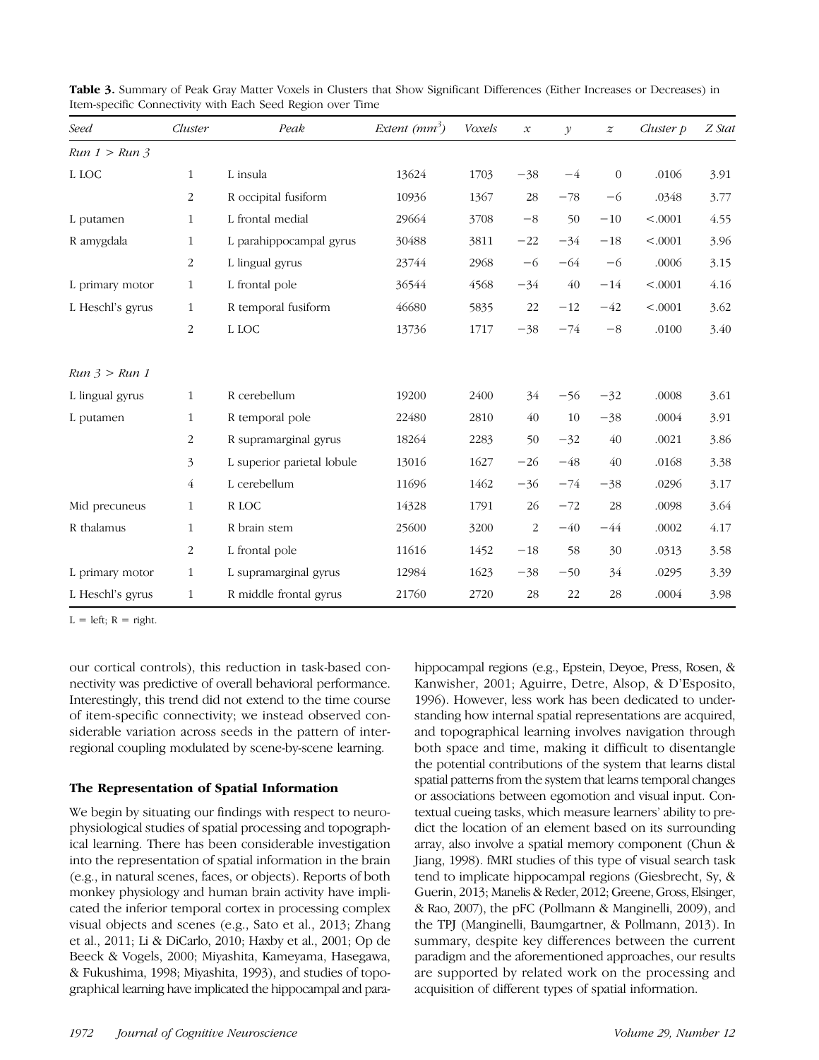**Table 3.** Summary of Peak Gray Matter Voxels in Clusters that Show Significant Differences (Either Increases or Decreases) in Item-specific Connectivity with Each Seed Region over Time

| *Seed* | *Cluster* | *Peak* | *Extent* ($mm^3$) | *Voxels* | *x* | *y* | *z* | *Cluster p* | *Z Stat* |
|---|---|---|---|---|---|---|---|---|---|
| *Run 1 > Run 3* | | | | | | | | | |
| L LOC | 1 | L insula | 13624 | 1703 | −38 | −4 | 0 | .0106 | 3.91 |
| | 2 | R occipital fusiform | 10936 | 1367 | 28 | −78 | −6 | .0348 | 3.77 |
| L putamen | 1 | L frontal medial | 29664 | 3708 | −8 | 50 | −10 | <.0001 | 4.55 |
| R amygdala | 1 | L parahippocampal gyrus | 30488 | 3811 | −22 | −34 | −18 | <.0001 | 3.96 |
| | 2 | L lingual gyrus | 23744 | 2968 | −6 | −64 | −6 | .0006 | 3.15 |
| L primary motor | 1 | L frontal pole | 36544 | 4568 | −34 | 40 | −14 | <.0001 | 4.16 |
| L Heschl's gyrus | 1 | R temporal fusiform | 46680 | 5835 | 22 | −12 | −42 | <.0001 | 3.62 |
| | 2 | L LOC | 13736 | 1717 | −38 | −74 | −8 | .0100 | 3.40 |
| *Run 3 > Run 1* | | | | | | | | | |
| L lingual gyrus | 1 | R cerebellum | 19200 | 2400 | 34 | −56 | −32 | .0008 | 3.61 |
| L putamen | 1 | R temporal pole | 22480 | 2810 | 40 | 10 | −38 | .0004 | 3.91 |
| | 2 | R supramarginal gyrus | 18264 | 2283 | 50 | −32 | 40 | .0021 | 3.86 |
| | 3 | L superior parietal lobule | 13016 | 1627 | −26 | −48 | 40 | .0168 | 3.38 |
| | 4 | L cerebellum | 11696 | 1462 | −36 | −74 | −38 | .0296 | 3.17 |
| Mid precuneus | 1 | R LOC | 14328 | 1791 | 26 | −72 | 28 | .0098 | 3.64 |
| R thalamus | 1 | R brain stem | 25600 | 3200 | 2 | −40 | −44 | .0002 | 4.17 |
| | 2 | L frontal pole | 11616 | 1452 | −18 | 58 | 30 | .0313 | 3.58 |
| L primary motor | 1 | L supramarginal gyrus | 12984 | 1623 | −38 | −50 | 34 | .0295 | 3.39 |
| L Heschl's gyrus | 1 | R middle frontal gyrus | 21760 | 2720 | 28 | 22 | 28 | .0004 | 3.98 |

L = left; R = right.

our cortical controls), this reduction in task-based connectivity was predictive of overall behavioral performance. Interestingly, this trend did not extend to the time course of item-specific connectivity; we instead observed considerable variation across seeds in the pattern of interregional coupling modulated by scene-by-scene learning.

### The Representation of Spatial Information

We begin by situating our findings with respect to neurophysiological studies of spatial processing and topographical learning. There has been considerable investigation into the representation of spatial information in the brain (e.g., in natural scenes, faces, or objects). Reports of both monkey physiology and human brain activity have implicated the inferior temporal cortex in processing complex visual objects and scenes (e.g., Sato et al., 2013; Zhang et al., 2011; Li & DiCarlo, 2010; Haxby et al., 2001; Op de Beeck & Vogels, 2000; Miyashita, Kameyama, Hasegawa, & Fukushima, 1998; Miyashita, 1993), and studies of topographical learning have implicated the hippocampal and parahippocampal regions (e.g., Epstein, Deyoe, Press, Rosen, & Kanwisher, 2001; Aguirre, Detre, Alsop, & D'Esposito, 1996). However, less work has been dedicated to understanding how internal spatial representations are acquired, and topographical learning involves navigation through both space and time, making it difficult to disentangle the potential contributions of the system that learns distal spatial patterns from the system that learns temporal changes or associations between egomotion and visual input. Contextual cueing tasks, which measure learners' ability to predict the location of an element based on its surrounding array, also involve a spatial memory component (Chun & Jiang, 1998). fMRI studies of this type of visual search task tend to implicate hippocampal regions (Giesbrecht, Sy, & Guerin, 2013; Manelis & Reder, 2012; Greene, Gross, Elsinger, & Rao, 2007), the pFC (Pollmann & Manginelli, 2009), and the TPJ (Manginelli, Baumgartner, & Pollmann, 2013). In summary, despite key differences between the current paradigm and the aforementioned approaches, our results are supported by related work on the processing and acquisition of different types of spatial information.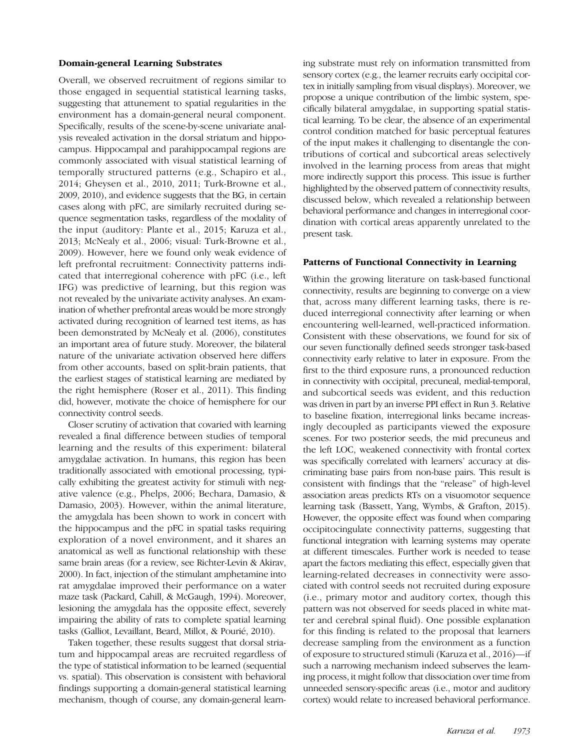### Domain-general Learning Substrates

Overall, we observed recruitment of regions similar to those engaged in sequential statistical learning tasks, suggesting that attunement to spatial regularities in the environment has a domain-general neural component. Specifically, results of the scene-by-scene univariate analysis revealed activation in the dorsal striatum and hippocampus. Hippocampal and parahippocampal regions are commonly associated with visual statistical learning of temporally structured patterns (e.g., Schapiro et al., 2014; Gheysen et al., 2010, 2011; Turk-Browne et al., 2009, 2010), and evidence suggests that the BG, in certain cases along with pFC, are similarly recruited during sequence segmentation tasks, regardless of the modality of the input (auditory: Plante et al., 2015; Karuza et al., 2013; McNealy et al., 2006; visual: Turk-Browne et al., 2009). However, here we found only weak evidence of left prefrontal recruitment: Connectivity patterns indicated that interregional coherence with pFC (i.e., left IFG) was predictive of learning, but this region was not revealed by the univariate activity analyses. An examination of whether prefrontal areas would be more strongly activated during recognition of learned test items, as has been demonstrated by McNealy et al. (2006), constitutes an important area of future study. Moreover, the bilateral nature of the univariate activation observed here differs from other accounts, based on split-brain patients, that the earliest stages of statistical learning are mediated by the right hemisphere (Roser et al., 2011). This finding did, however, motivate the choice of hemisphere for our connectivity control seeds.

Closer scrutiny of activation that covaried with learning revealed a final difference between studies of temporal learning and the results of this experiment: bilateral amygdalae activation. In humans, this region has been traditionally associated with emotional processing, typically exhibiting the greatest activity for stimuli with negative valence (e.g., Phelps, 2006; Bechara, Damasio, & Damasio, 2003). However, within the animal literature, the amygdala has been shown to work in concert with the hippocampus and the pFC in spatial tasks requiring exploration of a novel environment, and it shares an anatomical as well as functional relationship with these same brain areas (for a review, see Richter-Levin & Akirav, 2000). In fact, injection of the stimulant amphetamine into rat amygdalae improved their performance on a water maze task (Packard, Cahill, & McGaugh, 1994). Moreover, lesioning the amygdala has the opposite effect, severely impairing the ability of rats to complete spatial learning tasks (Galliot, Levaillant, Beard, Millot, & Pourié, 2010).

Taken together, these results suggest that dorsal striatum and hippocampal areas are recruited regardless of the type of statistical information to be learned (sequential vs. spatial). This observation is consistent with behavioral findings supporting a domain-general statistical learning mechanism, though of course, any domain-general learning substrate must rely on information transmitted from sensory cortex (e.g., the learner recruits early occipital cortex in initially sampling from visual displays). Moreover, we propose a unique contribution of the limbic system, specifically bilateral amygdalae, in supporting spatial statistical learning. To be clear, the absence of an experimental control condition matched for basic perceptual features of the input makes it challenging to disentangle the contributions of cortical and subcortical areas selectively involved in the learning process from areas that might more indirectly support this process. This issue is further highlighted by the observed pattern of connectivity results, discussed below, which revealed a relationship between behavioral performance and changes in interregional coordination with cortical areas apparently unrelated to the present task.

### Patterns of Functional Connectivity in Learning

Within the growing literature on task-based functional connectivity, results are beginning to converge on a view that, across many different learning tasks, there is reduced interregional connectivity after learning or when encountering well-learned, well-practiced information. Consistent with these observations, we found for six of our seven functionally defined seeds stronger task-based connectivity early relative to later in exposure. From the first to the third exposure runs, a pronounced reduction in connectivity with occipital, precuneal, medial-temporal, and subcortical seeds was evident, and this reduction was driven in part by an inverse PPI effect in Run 3. Relative to baseline fixation, interregional links became increasingly decoupled as participants viewed the exposure scenes. For two posterior seeds, the mid precuneus and the left LOC, weakened connectivity with frontal cortex was specifically correlated with learners' accuracy at discriminating base pairs from non-base pairs. This result is consistent with findings that the "release" of high-level association areas predicts RTs on a visuomotor sequence learning task (Bassett, Yang, Wymbs, & Grafton, 2015). However, the opposite effect was found when comparing occipitocingulate connectivity patterns, suggesting that functional integration with learning systems may operate at different timescales. Further work is needed to tease apart the factors mediating this effect, especially given that learning-related decreases in connectivity were associated with control seeds not recruited during exposure (i.e., primary motor and auditory cortex, though this pattern was not observed for seeds placed in white matter and cerebral spinal fluid). One possible explanation for this finding is related to the proposal that learners decrease sampling from the environment as a function of exposure to structured stimuli (Karuza et al., 2016)—if such a narrowing mechanism indeed subserves the learning process, it might follow that dissociation over time from unneeded sensory-specific areas (i.e., motor and auditory cortex) would relate to increased behavioral performance.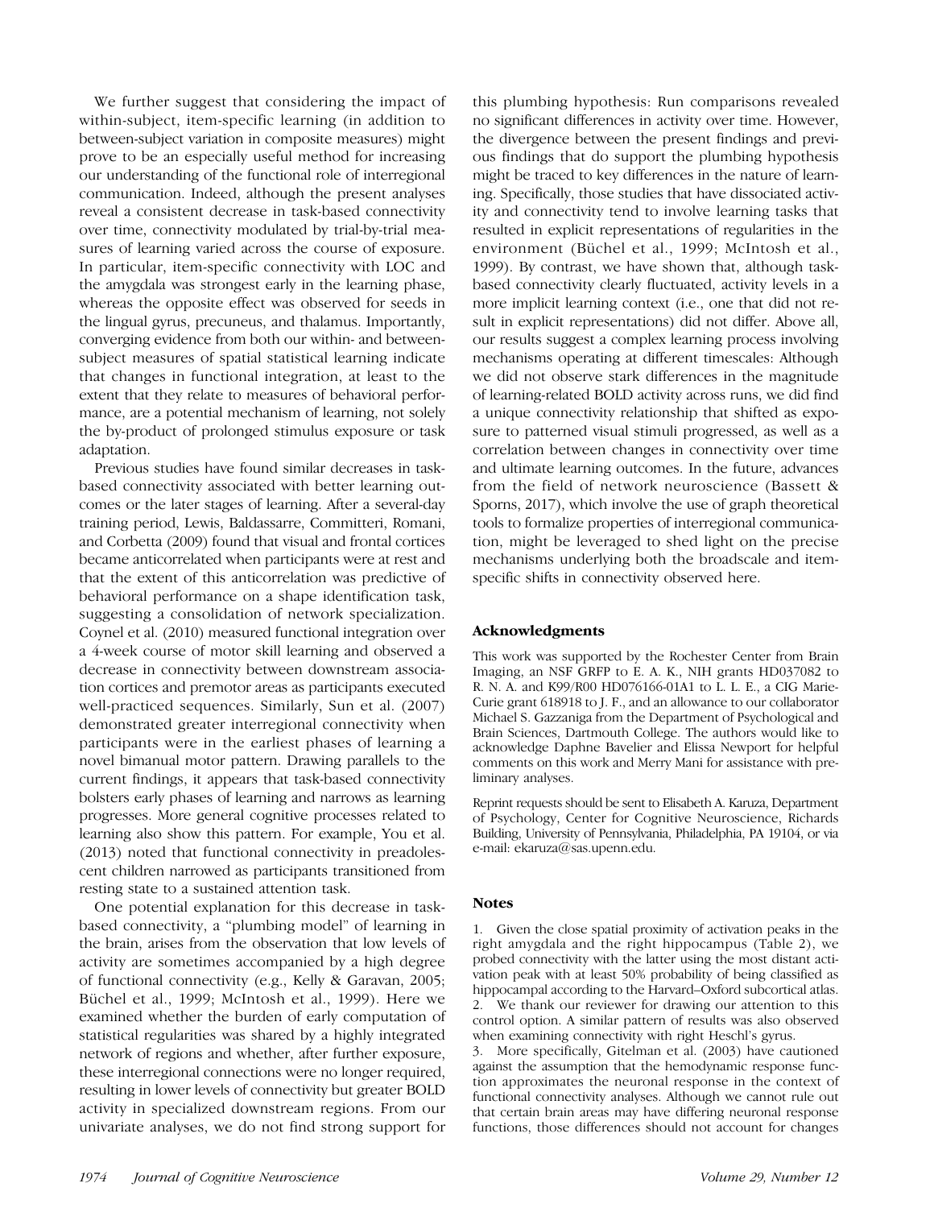We further suggest that considering the impact of within-subject, item-specific learning (in addition to between-subject variation in composite measures) might prove to be an especially useful method for increasing our understanding of the functional role of interregional communication. Indeed, although the present analyses reveal a consistent decrease in task-based connectivity over time, connectivity modulated by trial-by-trial measures of learning varied across the course of exposure. In particular, item-specific connectivity with LOC and the amygdala was strongest early in the learning phase, whereas the opposite effect was observed for seeds in the lingual gyrus, precuneus, and thalamus. Importantly, converging evidence from both our within- and between-subject measures of spatial statistical learning indicate that changes in functional integration, at least to the extent that they relate to measures of behavioral performance, are a potential mechanism of learning, not solely the by-product of prolonged stimulus exposure or task adaptation.

Previous studies have found similar decreases in task-based connectivity associated with better learning outcomes or the later stages of learning. After a several-day training period, Lewis, Baldassarre, Committeri, Romani, and Corbetta (2009) found that visual and frontal cortices became anticorrelated when participants were at rest and that the extent of this anticorrelation was predictive of behavioral performance on a shape identification task, suggesting a consolidation of network specialization. Coynel et al. (2010) measured functional integration over a 4-week course of motor skill learning and observed a decrease in connectivity between downstream association cortices and premotor areas as participants executed well-practiced sequences. Similarly, Sun et al. (2007) demonstrated greater interregional connectivity when participants were in the earliest phases of learning a novel bimanual motor pattern. Drawing parallels to the current findings, it appears that task-based connectivity bolsters early phases of learning and narrows as learning progresses. More general cognitive processes related to learning also show this pattern. For example, You et al. (2013) noted that functional connectivity in preadolescent children narrowed as participants transitioned from resting state to a sustained attention task.

One potential explanation for this decrease in task-based connectivity, a "plumbing model" of learning in the brain, arises from the observation that low levels of activity are sometimes accompanied by a high degree of functional connectivity (e.g., Kelly & Garavan, 2005; Büchel et al., 1999; McIntosh et al., 1999). Here we examined whether the burden of early computation of statistical regularities was shared by a highly integrated network of regions and whether, after further exposure, these interregional connections were no longer required, resulting in lower levels of connectivity but greater BOLD activity in specialized downstream regions. From our univariate analyses, we do not find strong support for this plumbing hypothesis: Run comparisons revealed no significant differences in activity over time. However, the divergence between the present findings and previous findings that do support the plumbing hypothesis might be traced to key differences in the nature of learning. Specifically, those studies that have dissociated activity and connectivity tend to involve learning tasks that resulted in explicit representations of regularities in the environment (Büchel et al., 1999; McIntosh et al., 1999). By contrast, we have shown that, although task-based connectivity clearly fluctuated, activity levels in a more implicit learning context (i.e., one that did not result in explicit representations) did not differ. Above all, our results suggest a complex learning process involving mechanisms operating at different timescales: Although we did not observe stark differences in the magnitude of learning-related BOLD activity across runs, we did find a unique connectivity relationship that shifted as exposure to patterned visual stimuli progressed, as well as a correlation between changes in connectivity over time and ultimate learning outcomes. In the future, advances from the field of network neuroscience (Bassett & Sporns, 2017), which involve the use of graph theoretical tools to formalize properties of interregional communication, might be leveraged to shed light on the precise mechanisms underlying both the broadscale and item-specific shifts in connectivity observed here.

## Acknowledgments

This work was supported by the Rochester Center from Brain Imaging, an NSF GRFP to E. A. K., NIH grants HD037082 to R. N. A. and K99/R00 HD076166-01A1 to L. L. E., a CIG Marie-Curie grant 618918 to J. F., and an allowance to our collaborator Michael S. Gazzaniga from the Department of Psychological and Brain Sciences, Dartmouth College. The authors would like to acknowledge Daphne Bavelier and Elissa Newport for helpful comments on this work and Merry Mani for assistance with preliminary analyses.

Reprint requests should be sent to Elisabeth A. Karuza, Department of Psychology, Center for Cognitive Neuroscience, Richards Building, University of Pennsylvania, Philadelphia, PA 19104, or via e-mail: ekaruza@sas.upenn.edu.

## Notes

1. Given the close spatial proximity of activation peaks in the right amygdala and the right hippocampus (Table 2), we probed connectivity with the latter using the most distant activation peak with at least 50% probability of being classified as hippocampal according to the Harvard–Oxford subcortical atlas.
2. We thank our reviewer for drawing our attention to this control option. A similar pattern of results was also observed when examining connectivity with right Heschl's gyrus.
3. More specifically, Gitelman et al. (2003) have cautioned against the assumption that the hemodynamic response function approximates the neuronal response in the context of functional connectivity analyses. Although we cannot rule out that certain brain areas may have differing neuronal response functions, those differences should not account for changes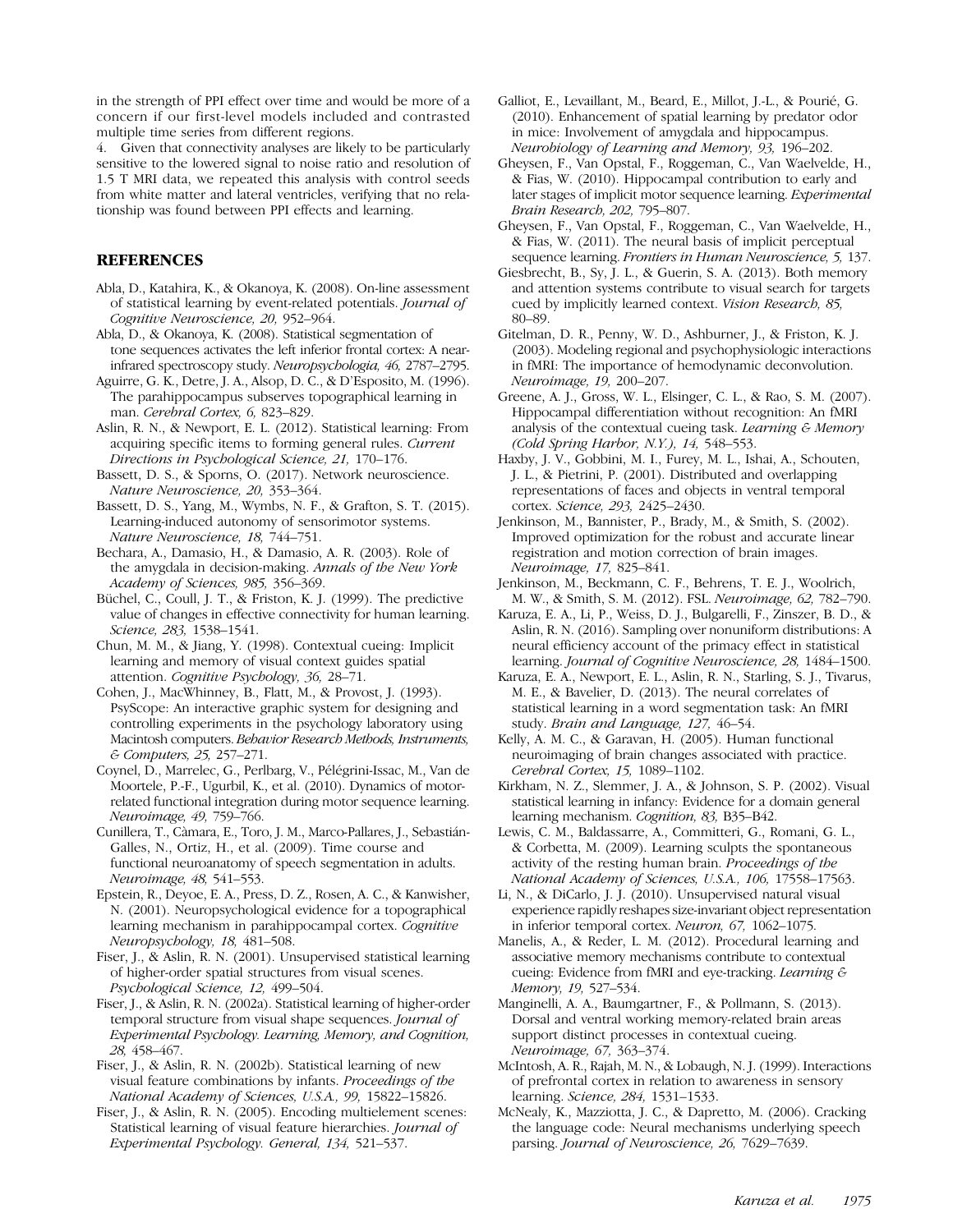in the strength of PPI effect over time and would be more of a concern if our first-level models included and contrasted multiple time series from different regions.

4. Given that connectivity analyses are likely to be particularly sensitive to the lowered signal to noise ratio and resolution of 1.5 T MRI data, we repeated this analysis with control seeds from white matter and lateral ventricles, verifying that no relationship was found between PPI effects and learning.

## REFERENCES

Abla, D., Katahira, K., & Okanoya, K. (2008). On-line assessment of statistical learning by event-related potentials. *Journal of Cognitive Neuroscience, 20,* 952–964.

Abla, D., & Okanoya, K. (2008). Statistical segmentation of tone sequences activates the left inferior frontal cortex: A near-infrared spectroscopy study. *Neuropsychologia, 46,* 2787–2795.

Aguirre, G. K., Detre, J. A., Alsop, D. C., & D'Esposito, M. (1996). The parahippocampus subserves topographical learning in man. *Cerebral Cortex, 6,* 823–829.

Aslin, R. N., & Newport, E. L. (2012). Statistical learning: From acquiring specific items to forming general rules. *Current Directions in Psychological Science, 21,* 170–176.

Bassett, D. S., & Sporns, O. (2017). Network neuroscience. *Nature Neuroscience, 20,* 353–364.

Bassett, D. S., Yang, M., Wymbs, N. F., & Grafton, S. T. (2015). Learning-induced autonomy of sensorimotor systems. *Nature Neuroscience, 18,* 744–751.

Bechara, A., Damasio, H., & Damasio, A. R. (2003). Role of the amygdala in decision-making. *Annals of the New York Academy of Sciences, 985,* 356–369.

Büchel, C., Coull, J. T., & Friston, K. J. (1999). The predictive value of changes in effective connectivity for human learning. *Science, 283,* 1538–1541.

Chun, M. M., & Jiang, Y. (1998). Contextual cueing: Implicit learning and memory of visual context guides spatial attention. *Cognitive Psychology, 36,* 28–71.

Cohen, J., MacWhinney, B., Flatt, M., & Provost, J. (1993). PsyScope: An interactive graphic system for designing and controlling experiments in the psychology laboratory using Macintosh computers. *Behavior Research Methods, Instruments, & Computers, 25,* 257–271.

Coynel, D., Marrelec, G., Perlbarg, V., Pélégrini-Issac, M., Van de Moortele, P.-F., Ugurbil, K., et al. (2010). Dynamics of motor-related functional integration during motor sequence learning. *Neuroimage, 49,* 759–766.

Cunillera, T., Càmara, E., Toro, J. M., Marco-Pallares, J., Sebastián-Galles, N., Ortiz, H., et al. (2009). Time course and functional neuroanatomy of speech segmentation in adults. *Neuroimage, 48,* 541–553.

Epstein, R., Deyoe, E. A., Press, D. Z., Rosen, A. C., & Kanwisher, N. (2001). Neuropsychological evidence for a topographical learning mechanism in parahippocampal cortex. *Cognitive Neuropsychology, 18,* 481–508.

Fiser, J., & Aslin, R. N. (2001). Unsupervised statistical learning of higher-order spatial structures from visual scenes. *Psychological Science, 12,* 499–504.

Fiser, J., & Aslin, R. N. (2002a). Statistical learning of higher-order temporal structure from visual shape sequences. *Journal of Experimental Psychology. Learning, Memory, and Cognition, 28,* 458–467.

Fiser, J., & Aslin, R. N. (2002b). Statistical learning of new visual feature combinations by infants. *Proceedings of the National Academy of Sciences, U.S.A., 99,* 15822–15826.

Fiser, J., & Aslin, R. N. (2005). Encoding multielement scenes: Statistical learning of visual feature hierarchies. *Journal of Experimental Psychology. General, 134,* 521–537.

Galliot, E., Levaillant, M., Beard, E., Millot, J.-L., & Pourié, G. (2010). Enhancement of spatial learning by predator odor in mice: Involvement of amygdala and hippocampus. *Neurobiology of Learning and Memory, 93,* 196–202.

Gheysen, F., Van Opstal, F., Roggeman, C., Van Waelvelde, H., & Fias, W. (2010). Hippocampal contribution to early and later stages of implicit motor sequence learning. *Experimental Brain Research, 202,* 795–807.

Gheysen, F., Van Opstal, F., Roggeman, C., Van Waelvelde, H., & Fias, W. (2011). The neural basis of implicit perceptual sequence learning. *Frontiers in Human Neuroscience, 5,* 137.

Giesbrecht, B., Sy, J. L., & Guerin, S. A. (2013). Both memory and attention systems contribute to visual search for targets cued by implicitly learned context. *Vision Research, 85,* 80–89.

Gitelman, D. R., Penny, W. D., Ashburner, J., & Friston, K. J. (2003). Modeling regional and psychophysiologic interactions in fMRI: The importance of hemodynamic deconvolution. *Neuroimage, 19,* 200–207.

Greene, A. J., Gross, W. L., Elsinger, C. L., & Rao, S. M. (2007). Hippocampal differentiation without recognition: An fMRI analysis of the contextual cueing task. *Learning & Memory (Cold Spring Harbor, N.Y.), 14,* 548–553.

Haxby, J. V., Gobbini, M. I., Furey, M. L., Ishai, A., Schouten, J. L., & Pietrini, P. (2001). Distributed and overlapping representations of faces and objects in ventral temporal cortex. *Science, 293,* 2425–2430.

Jenkinson, M., Bannister, P., Brady, M., & Smith, S. (2002). Improved optimization for the robust and accurate linear registration and motion correction of brain images. *Neuroimage, 17,* 825–841.

Jenkinson, M., Beckmann, C. F., Behrens, T. E. J., Woolrich, M. W., & Smith, S. M. (2012). FSL. *Neuroimage, 62,* 782–790.

Karuza, E. A., Li, P., Weiss, D. J., Bulgarelli, F., Zinszer, B. D., & Aslin, R. N. (2016). Sampling over nonuniform distributions: A neural efficiency account of the primacy effect in statistical learning. *Journal of Cognitive Neuroscience, 28,* 1484–1500.

Karuza, E. A., Newport, E. L., Aslin, R. N., Starling, S. J., Tivarus, M. E., & Bavelier, D. (2013). The neural correlates of statistical learning in a word segmentation task: An fMRI study. *Brain and Language, 127,* 46–54.

Kelly, A. M. C., & Garavan, H. (2005). Human functional neuroimaging of brain changes associated with practice. *Cerebral Cortex, 15,* 1089–1102.

Kirkham, N. Z., Slemmer, J. A., & Johnson, S. P. (2002). Visual statistical learning in infancy: Evidence for a domain general learning mechanism. *Cognition, 83,* B35–B42.

Lewis, C. M., Baldassarre, A., Committeri, G., Romani, G. L., & Corbetta, M. (2009). Learning sculpts the spontaneous activity of the resting human brain. *Proceedings of the National Academy of Sciences, U.S.A., 106,* 17558–17563.

Li, N., & DiCarlo, J. J. (2010). Unsupervised natural visual experience rapidly reshapes size-invariant object representation in inferior temporal cortex. *Neuron, 67,* 1062–1075.

Manelis, A., & Reder, L. M. (2012). Procedural learning and associative memory mechanisms contribute to contextual cueing: Evidence from fMRI and eye-tracking. *Learning & Memory, 19,* 527–534.

Manginelli, A. A., Baumgartner, F., & Pollmann, S. (2013). Dorsal and ventral working memory-related brain areas support distinct processes in contextual cueing. *Neuroimage, 67,* 363–374.

McIntosh, A. R., Rajah, M. N., & Lobaugh, N. J. (1999). Interactions of prefrontal cortex in relation to awareness in sensory learning. *Science, 284,* 1531–1533.

McNealy, K., Mazziotta, J. C., & Dapretto, M. (2006). Cracking the language code: Neural mechanisms underlying speech parsing. *Journal of Neuroscience, 26,* 7629–7639.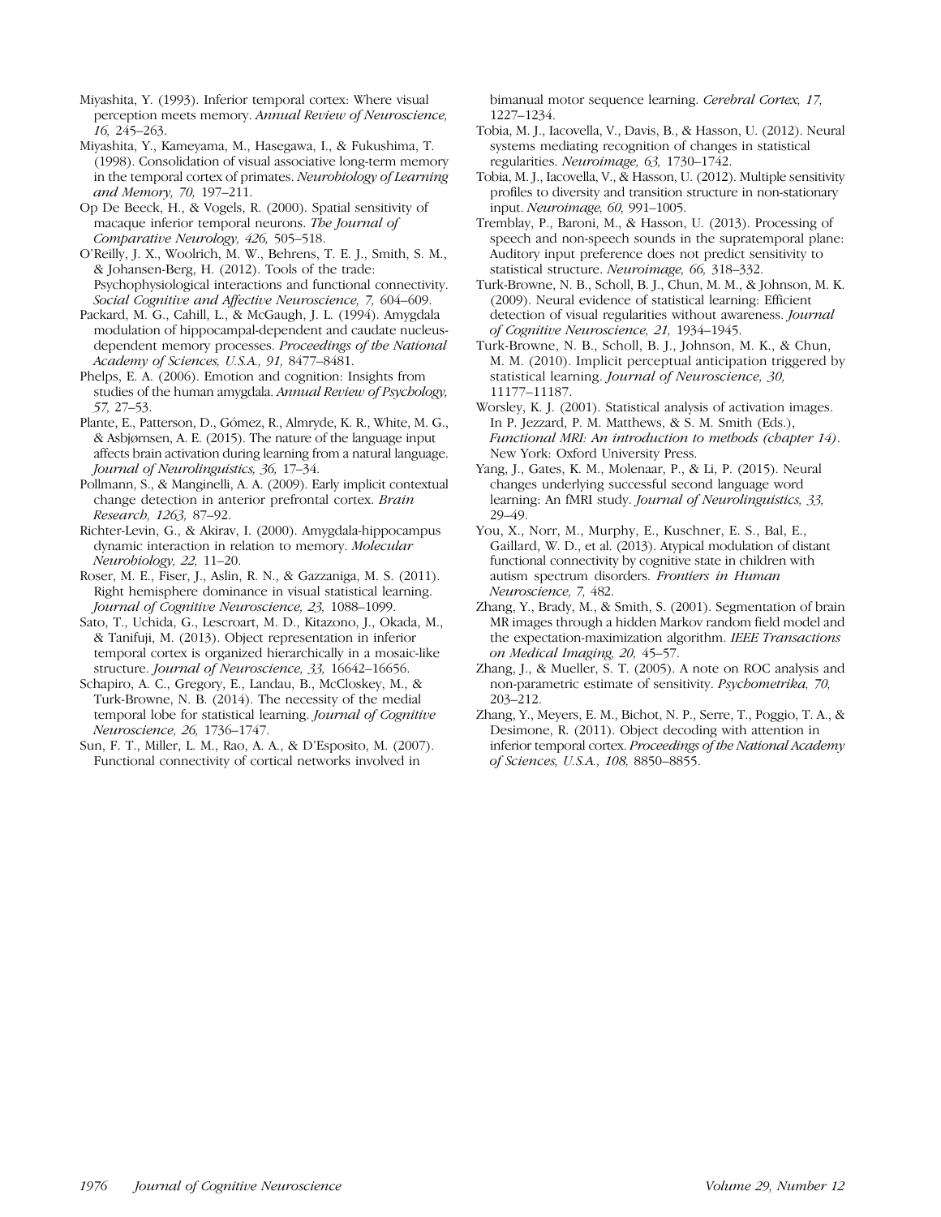Miyashita, Y. (1993). Inferior temporal cortex: Where visual perception meets memory. *Annual Review of Neuroscience, 16,* 245–263.

Miyashita, Y., Kameyama, M., Hasegawa, I., & Fukushima, T. (1998). Consolidation of visual associative long-term memory in the temporal cortex of primates. *Neurobiology of Learning and Memory, 70,* 197–211.

Op De Beeck, H., & Vogels, R. (2000). Spatial sensitivity of macaque inferior temporal neurons. *The Journal of Comparative Neurology, 426,* 505–518.

O'Reilly, J. X., Woolrich, M. W., Behrens, T. E. J., Smith, S. M., & Johansen-Berg, H. (2012). Tools of the trade: Psychophysiological interactions and functional connectivity. *Social Cognitive and Affective Neuroscience, 7,* 604–609.

Packard, M. G., Cahill, L., & McGaugh, J. L. (1994). Amygdala modulation of hippocampal-dependent and caudate nucleus-dependent memory processes. *Proceedings of the National Academy of Sciences, U.S.A., 91,* 8477–8481.

Phelps, E. A. (2006). Emotion and cognition: Insights from studies of the human amygdala. *Annual Review of Psychology, 57,* 27–53.

Plante, E., Patterson, D., Gómez, R., Almryde, K. R., White, M. G., & Asbjørnsen, A. E. (2015). The nature of the language input affects brain activation during learning from a natural language. *Journal of Neurolinguistics, 36,* 17–34.

Pollmann, S., & Manginelli, A. A. (2009). Early implicit contextual change detection in anterior prefrontal cortex. *Brain Research, 1263,* 87–92.

Richter-Levin, G., & Akirav, I. (2000). Amygdala-hippocampus dynamic interaction in relation to memory. *Molecular Neurobiology, 22,* 11–20.

Roser, M. E., Fiser, J., Aslin, R. N., & Gazzaniga, M. S. (2011). Right hemisphere dominance in visual statistical learning. *Journal of Cognitive Neuroscience, 23,* 1088–1099.

Sato, T., Uchida, G., Lescroart, M. D., Kitazono, J., Okada, M., & Tanifuji, M. (2013). Object representation in inferior temporal cortex is organized hierarchically in a mosaic-like structure. *Journal of Neuroscience, 33,* 16642–16656.

Schapiro, A. C., Gregory, E., Landau, B., McCloskey, M., & Turk-Browne, N. B. (2014). The necessity of the medial temporal lobe for statistical learning. *Journal of Cognitive Neuroscience, 26,* 1736–1747.

Sun, F. T., Miller, L. M., Rao, A. A., & D'Esposito, M. (2007). Functional connectivity of cortical networks involved in bimanual motor sequence learning. *Cerebral Cortex, 17,* 1227–1234.

Tobia, M. J., Iacovella, V., Davis, B., & Hasson, U. (2012). Neural systems mediating recognition of changes in statistical regularities. *Neuroimage, 63,* 1730–1742.

Tobia, M. J., Iacovella, V., & Hasson, U. (2012). Multiple sensitivity profiles to diversity and transition structure in non-stationary input. *Neuroimage, 60,* 991–1005.

Tremblay, P., Baroni, M., & Hasson, U. (2013). Processing of speech and non-speech sounds in the supratemporal plane: Auditory input preference does not predict sensitivity to statistical structure. *Neuroimage, 66,* 318–332.

Turk-Browne, N. B., Scholl, B. J., Chun, M. M., & Johnson, M. K. (2009). Neural evidence of statistical learning: Efficient detection of visual regularities without awareness. *Journal of Cognitive Neuroscience, 21,* 1934–1945.

Turk-Browne, N. B., Scholl, B. J., Johnson, M. K., & Chun, M. M. (2010). Implicit perceptual anticipation triggered by statistical learning. *Journal of Neuroscience, 30,* 11177–11187.

Worsley, K. J. (2001). Statistical analysis of activation images. In P. Jezzard, P. M. Matthews, & S. M. Smith (Eds.), *Functional MRI: An introduction to methods (chapter 14)*. New York: Oxford University Press.

Yang, J., Gates, K. M., Molenaar, P., & Li, P. (2015). Neural changes underlying successful second language word learning: An fMRI study. *Journal of Neurolinguistics, 33,* 29–49.

You, X., Norr, M., Murphy, E., Kuschner, E. S., Bal, E., Gaillard, W. D., et al. (2013). Atypical modulation of distant functional connectivity by cognitive state in children with autism spectrum disorders. *Frontiers in Human Neuroscience, 7,* 482.

Zhang, Y., Brady, M., & Smith, S. (2001). Segmentation of brain MR images through a hidden Markov random field model and the expectation-maximization algorithm. *IEEE Transactions on Medical Imaging, 20,* 45–57.

Zhang, J., & Mueller, S. T. (2005). A note on ROC analysis and non-parametric estimate of sensitivity. *Psychometrika, 70,* 203–212.

Zhang, Y., Meyers, E. M., Bichot, N. P., Serre, T., Poggio, T. A., & Desimone, R. (2011). Object decoding with attention in inferior temporal cortex. *Proceedings of the National Academy of Sciences, U.S.A., 108,* 8850–8855.